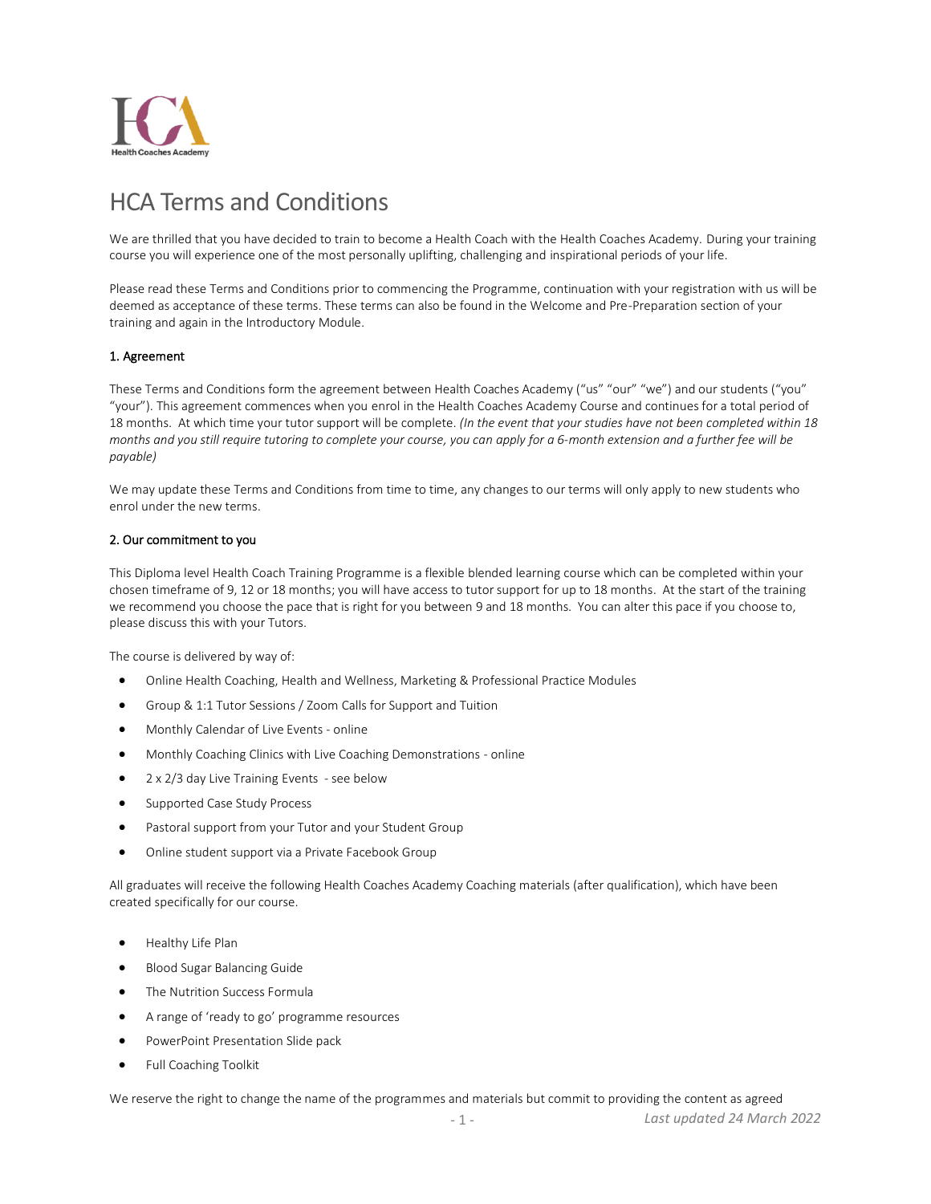# HCA Terms and Conditions

We are thrilled that you have decided to train to become a Health Coach with the Health Coaches Academy. During your training course you will experience one of the most personally uplifting, challenging and inspirational periods of your life.

Please read these Terms and Conditions prior to commencing the Programme, continuation with your registration with us will be deemed as acceptance of these terms. These terms can also be found in the Welcome and Pre-Preparation section of your training and again in the Introductory Module.

## 1. Agreement

These Terms and Conditions form the agreement between Health Coaches Academy ("us" "our" "we") and our students ("you" "your"). This agreement commences when you enrol in the Health Coaches Academy Course and continues for a total period of 18 months. At which time your tutor support will be complete. *(In the event that your studies have not been completed within 18 months and you still require tutoring to complete your course, you can apply for a 6-month extension and a further fee will be payable)*

We may update these Terms and Conditions from time to time, any changes to our terms will only apply to new students who enrol under the new terms.

## 2. Our commitment to you

This Diploma level Health Coach Training Programme is a flexible blended learning course which can be completed within your chosen timeframe of 9, 12 or 18 months; you will have access to tutor support for up to 18 months. At the start of the training we recommend you choose the pace that is right for you between 9 and 18 months. You can alter this pace if you choose to, please discuss this with your Tutors.

The course is delivered by way of:

- Online Health Coaching, Health and Wellness, Marketing & Professional Practice Modules
- Group & 1:1 Tutor Sessions / Zoom Calls for Support and Tuition
- Monthly Calendar of Live Events - online
- Monthly Coaching Clinics with Live Coaching Demonstrations - online
- 2 x 2/3 day Live Training Events - see below
- Supported Case Study Process
- Pastoral support from your Tutor and your Student Group
- Online student support via a Private Facebook Group

All graduates will receive the following Health Coaches Academy Coaching materials (after qualification), which have been created specifically for our course.

- Healthy Life Plan
- Blood Sugar Balancing Guide
- The Nutrition Success Formula
- A range of 'ready to go' programme resources
- PowerPoint Presentation Slide pack
- Full Coaching Toolkit

We reserve the right to change the name of the programmes and materials but commit to providing the content as agreed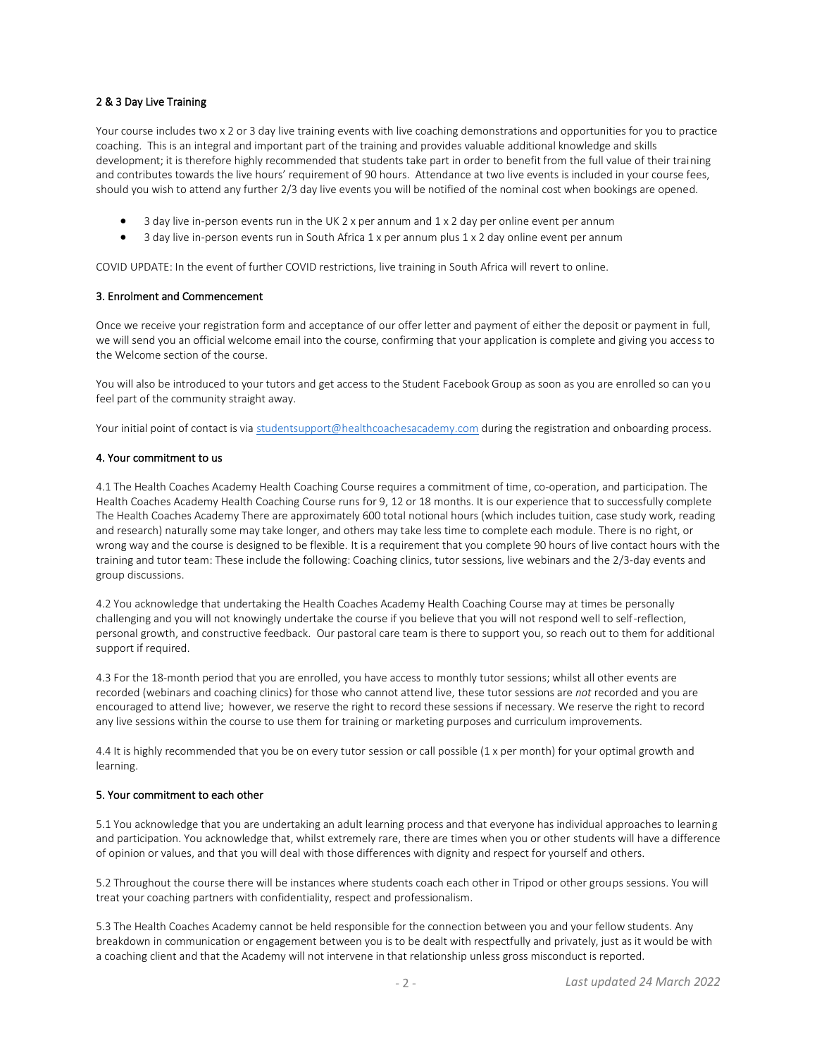### 2 & 3 Day Live Training

Your course includes two x 2 or 3 day live training events with live coaching demonstrations and opportunities for you to practice coaching. This is an integral and important part of the training and provides valuable additional knowledge and skills development; it is therefore highly recommended that students take part in order to benefit from the full value of their training and contributes towards the live hours' requirement of 90 hours. Attendance at two live events is included in your course fees, should you wish to attend any further 2/3 day live events you will be notified of the nominal cost when bookings are opened.

- 3 day live in-person events run in the UK 2 x per annum and 1 x 2 day per online event per annum
- 3 day live in-person events run in South Africa 1 x per annum plus 1 x 2 day online event per annum

COVID UPDATE: In the event of further COVID restrictions, live training in South Africa will revert to online.

### 3. Enrolment and Commencement

Once we receive your registration form and acceptance of our offer letter and payment of either the deposit or payment in full, we will send you an official welcome email into the course, confirming that your application is complete and giving you access to the Welcome section of the course.

You will also be introduced to your tutors and get access to the Student Facebook Group as soon as you are enrolled so can you feel part of the community straight away.

Your initial point of contact is via studentsupport@healthcoachesacademy.com during the registration and onboarding process.

### 4. Your commitment to us

4.1 The Health Coaches Academy Health Coaching Course requires a commitment of time, co-operation, and participation. The Health Coaches Academy Health Coaching Course runs for 9, 12 or 18 months. It is our experience that to successfully complete The Health Coaches Academy There are approximately 600 total notional hours (which includes tuition, case study work, reading and research) naturally some may take longer, and others may take less time to complete each module. There is no right, or wrong way and the course is designed to be flexible. It is a requirement that you complete 90 hours of live contact hours with the training and tutor team: These include the following: Coaching clinics, tutor sessions, live webinars and the 2/3-day events and group discussions.

4.2 You acknowledge that undertaking the Health Coaches Academy Health Coaching Course may at times be personally challenging and you will not knowingly undertake the course if you believe that you will not respond well to self-reflection, personal growth, and constructive feedback. Our pastoral care team is there to support you, so reach out to them for additional support if required.

4.3 For the 18-month period that you are enrolled, you have access to monthly tutor sessions; whilst all other events are recorded (webinars and coaching clinics) for those who cannot attend live, these tutor sessions are *not* recorded and you are encouraged to attend live; however, we reserve the right to record these sessions if necessary. We reserve the right to record any live sessions within the course to use them for training or marketing purposes and curriculum improvements.

4.4 It is highly recommended that you be on every tutor session or call possible (1 x per month) for your optimal growth and learning.

### 5. Your commitment to each other

5.1 You acknowledge that you are undertaking an adult learning process and that everyone has individual approaches to learning and participation. You acknowledge that, whilst extremely rare, there are times when you or other students will have a difference of opinion or values, and that you will deal with those differences with dignity and respect for yourself and others.

5.2 Throughout the course there will be instances where students coach each other in Tripod or other groups sessions. You will treat your coaching partners with confidentiality, respect and professionalism.

5.3 The Health Coaches Academy cannot be held responsible for the connection between you and your fellow students. Any breakdown in communication or engagement between you is to be dealt with respectfully and privately, just as it would be with a coaching client and that the Academy will not intervene in that relationship unless gross misconduct is reported.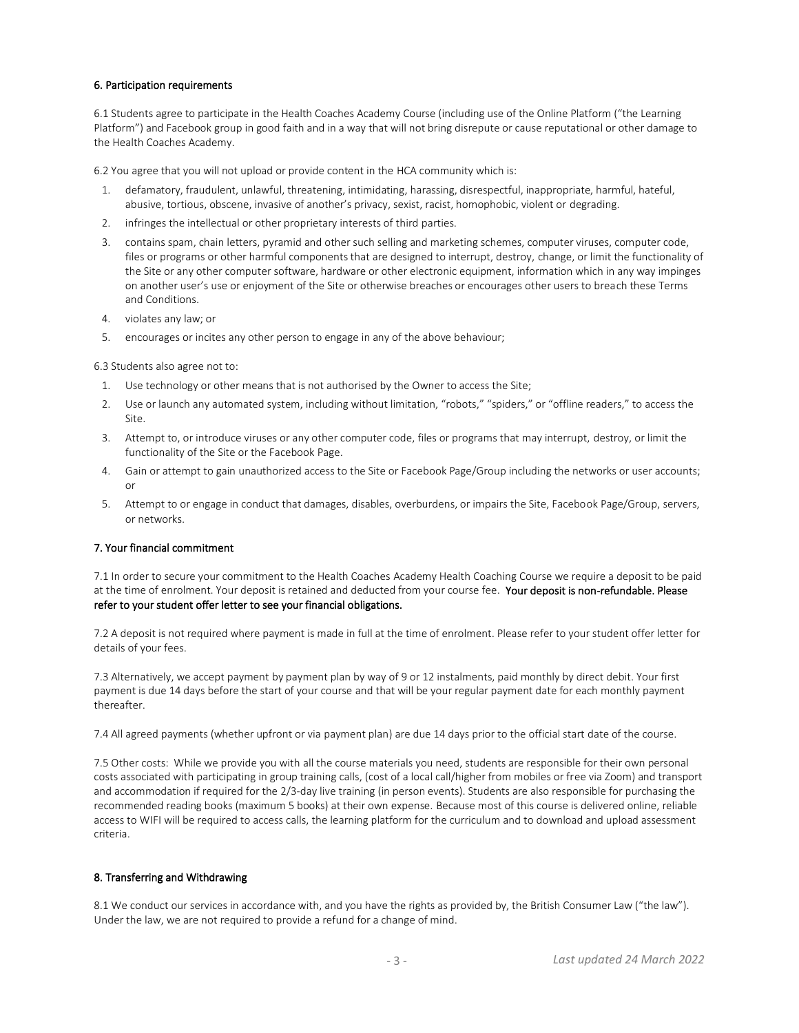#### 6. Participation requirements

6.1 Students agree to participate in the Health Coaches Academy Course (including use of the Online Platform ("the Learning Platform") and Facebook group in good faith and in a way that will not bring disrepute or cause reputational or other damage to the Health Coaches Academy.

6.2 You agree that you will not upload or provide content in the HCA community which is:

1. defamatory, fraudulent, unlawful, threatening, intimidating, harassing, disrespectful, inappropriate, harmful, hateful, abusive, tortious, obscene, invasive of another's privacy, sexist, racist, homophobic, violent or degrading.
2. infringes the intellectual or other proprietary interests of third parties.
3. contains spam, chain letters, pyramid and other such selling and marketing schemes, computer viruses, computer code, files or programs or other harmful components that are designed to interrupt, destroy, change, or limit the functionality of the Site or any other computer software, hardware or other electronic equipment, information which in any way impinges on another user's use or enjoyment of the Site or otherwise breaches or encourages other users to breach these Terms and Conditions.
4. violates any law; or
5. encourages or incites any other person to engage in any of the above behaviour;

6.3 Students also agree not to:

1. Use technology or other means that is not authorised by the Owner to access the Site;
2. Use or launch any automated system, including without limitation, "robots," "spiders," or "offline readers," to access the Site.
3. Attempt to, or introduce viruses or any other computer code, files or programs that may interrupt, destroy, or limit the functionality of the Site or the Facebook Page.
4. Gain or attempt to gain unauthorized access to the Site or Facebook Page/Group including the networks or user accounts; or
5. Attempt to or engage in conduct that damages, disables, overburdens, or impairs the Site, Facebook Page/Group, servers, or networks.

#### 7. Your financial commitment

7.1 In order to secure your commitment to the Health Coaches Academy Health Coaching Course we require a deposit to be paid at the time of enrolment. Your deposit is retained and deducted from your course fee. **Your deposit is non-refundable. Please refer to your student offer letter to see your financial obligations.**

7.2 A deposit is not required where payment is made in full at the time of enrolment. Please refer to your student offer letter for details of your fees.

7.3 Alternatively, we accept payment by payment plan by way of 9 or 12 instalments, paid monthly by direct debit. Your first payment is due 14 days before the start of your course and that will be your regular payment date for each monthly payment thereafter.

7.4 All agreed payments (whether upfront or via payment plan) are due 14 days prior to the official start date of the course.

7.5 Other costs: While we provide you with all the course materials you need, students are responsible for their own personal costs associated with participating in group training calls, (cost of a local call/higher from mobiles or free via Zoom) and transport and accommodation if required for the 2/3-day live training (in person events). Students are also responsible for purchasing the recommended reading books (maximum 5 books) at their own expense. Because most of this course is delivered online, reliable access to WIFI will be required to access calls, the learning platform for the curriculum and to download and upload assessment criteria.

#### 8. Transferring and Withdrawing

8.1 We conduct our services in accordance with, and you have the rights as provided by, the British Consumer Law ("the law"). Under the law, we are not required to provide a refund for a change of mind.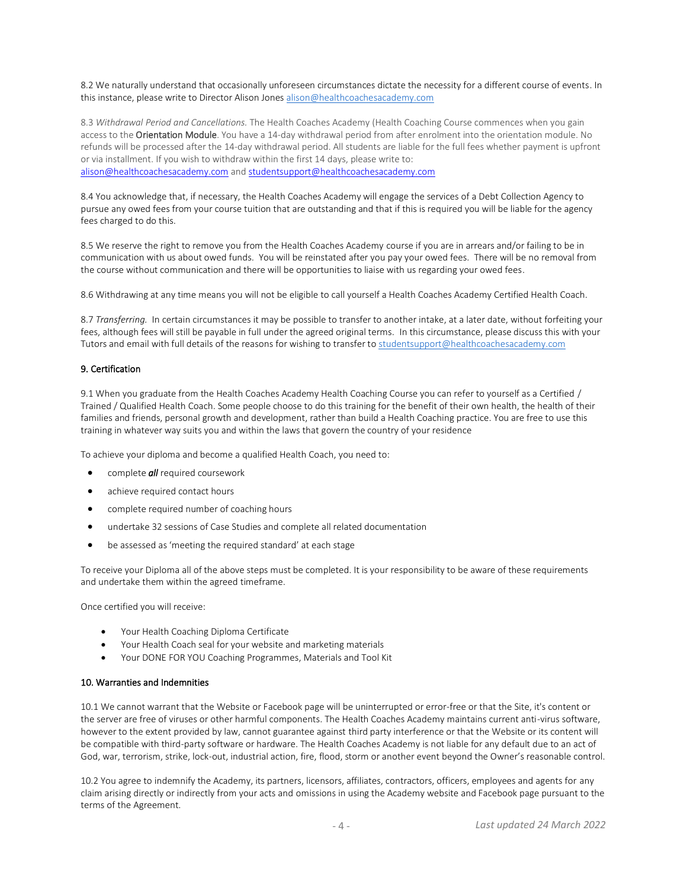8.2 We naturally understand that occasionally unforeseen circumstances dictate the necessity for a different course of events. In this instance, please write to Director Alison Jones alison@healthcoachesacademy.com

8.3 *Withdrawal Period and Cancellations.* The Health Coaches Academy (Health Coaching Course commences when you gain access to the **Orientation Module**. You have a 14-day withdrawal period from after enrolment into the orientation module. No refunds will be processed after the 14-day withdrawal period. All students are liable for the full fees whether payment is upfront or via installment. If you wish to withdraw within the first 14 days, please write to: alison@healthcoachesacademy.com and studentsupport@healthcoachesacademy.com

8.4 You acknowledge that, if necessary, the Health Coaches Academy will engage the services of a Debt Collection Agency to pursue any owed fees from your course tuition that are outstanding and that if this is required you will be liable for the agency fees charged to do this.

8.5 We reserve the right to remove you from the Health Coaches Academy course if you are in arrears and/or failing to be in communication with us about owed funds. You will be reinstated after you pay your owed fees. There will be no removal from the course without communication and there will be opportunities to liaise with us regarding your owed fees.

8.6 Withdrawing at any time means you will not be eligible to call yourself a Health Coaches Academy Certified Health Coach.

8.7 *Transferring.* In certain circumstances it may be possible to transfer to another intake, at a later date, without forfeiting your fees, although fees will still be payable in full under the agreed original terms. In this circumstance, please discuss this with your Tutors and email with full details of the reasons for wishing to transfer to studentsupport@healthcoachesacademy.com

## 9. Certification

9.1 When you graduate from the Health Coaches Academy Health Coaching Course you can refer to yourself as a Certified / Trained / Qualified Health Coach. Some people choose to do this training for the benefit of their own health, the health of their families and friends, personal growth and development, rather than build a Health Coaching practice. You are free to use this training in whatever way suits you and within the laws that govern the country of your residence

To achieve your diploma and become a qualified Health Coach, you need to:

- complete ***all*** required coursework
- achieve required contact hours
- complete required number of coaching hours
- undertake 32 sessions of Case Studies and complete all related documentation
- be assessed as 'meeting the required standard' at each stage

To receive your Diploma all of the above steps must be completed. It is your responsibility to be aware of these requirements and undertake them within the agreed timeframe.

Once certified you will receive:

- Your Health Coaching Diploma Certificate
- Your Health Coach seal for your website and marketing materials
- Your DONE FOR YOU Coaching Programmes, Materials and Tool Kit

## 10. Warranties and Indemnities

10.1 We cannot warrant that the Website or Facebook page will be uninterrupted or error-free or that the Site, it's content or the server are free of viruses or other harmful components. The Health Coaches Academy maintains current anti-virus software, however to the extent provided by law, cannot guarantee against third party interference or that the Website or its content will be compatible with third-party software or hardware. The Health Coaches Academy is not liable for any default due to an act of God, war, terrorism, strike, lock-out, industrial action, fire, flood, storm or another event beyond the Owner's reasonable control.

10.2 You agree to indemnify the Academy, its partners, licensors, affiliates, contractors, officers, employees and agents for any claim arising directly or indirectly from your acts and omissions in using the Academy website and Facebook page pursuant to the terms of the Agreement.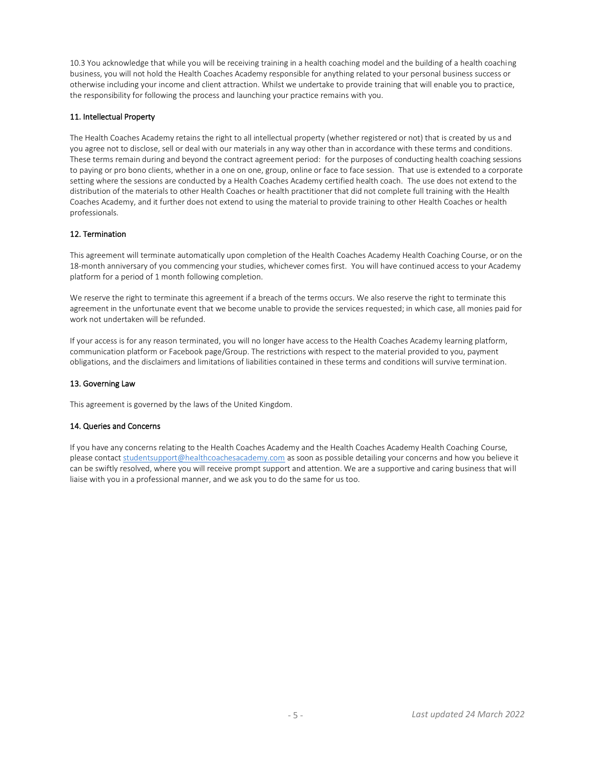10.3 You acknowledge that while you will be receiving training in a health coaching model and the building of a health coaching business, you will not hold the Health Coaches Academy responsible for anything related to your personal business success or otherwise including your income and client attraction. Whilst we undertake to provide training that will enable you to practice, the responsibility for following the process and launching your practice remains with you.

## 11. Intellectual Property

The Health Coaches Academy retains the right to all intellectual property (whether registered or not) that is created by us and you agree not to disclose, sell or deal with our materials in any way other than in accordance with these terms and conditions. These terms remain during and beyond the contract agreement period: for the purposes of conducting health coaching sessions to paying or pro bono clients, whether in a one on one, group, online or face to face session. That use is extended to a corporate setting where the sessions are conducted by a Health Coaches Academy certified health coach. The use does not extend to the distribution of the materials to other Health Coaches or health practitioner that did not complete full training with the Health Coaches Academy, and it further does not extend to using the material to provide training to other Health Coaches or health professionals.

## 12. Termination

This agreement will terminate automatically upon completion of the Health Coaches Academy Health Coaching Course, or on the 18-month anniversary of you commencing your studies, whichever comes first. You will have continued access to your Academy platform for a period of 1 month following completion.

We reserve the right to terminate this agreement if a breach of the terms occurs. We also reserve the right to terminate this agreement in the unfortunate event that we become unable to provide the services requested; in which case, all monies paid for work not undertaken will be refunded.

If your access is for any reason terminated, you will no longer have access to the Health Coaches Academy learning platform, communication platform or Facebook page/Group. The restrictions with respect to the material provided to you, payment obligations, and the disclaimers and limitations of liabilities contained in these terms and conditions will survive termination.

## 13. Governing Law

This agreement is governed by the laws of the United Kingdom.

## 14. Queries and Concerns

If you have any concerns relating to the Health Coaches Academy and the Health Coaches Academy Health Coaching Course, please contact studentsupport@healthcoachesacademy.com as soon as possible detailing your concerns and how you believe it can be swiftly resolved, where you will receive prompt support and attention. We are a supportive and caring business that will liaise with you in a professional manner, and we ask you to do the same for us too.